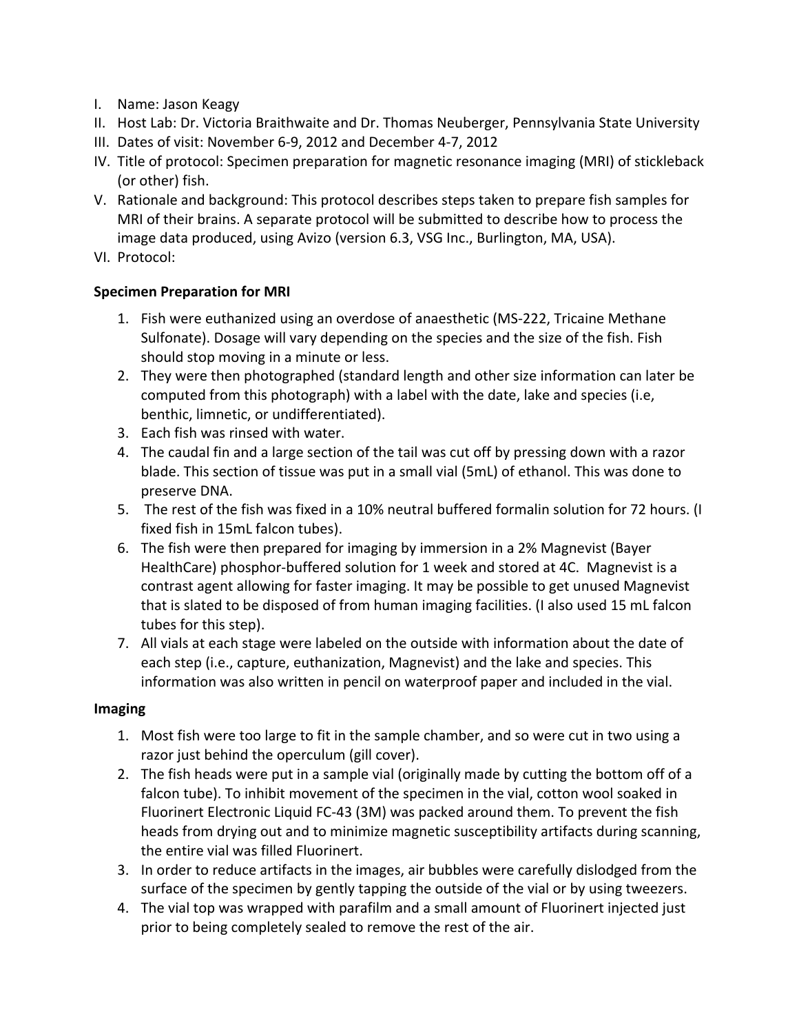I. Name: Jason Keagy
II. Host Lab: Dr. Victoria Braithwaite and Dr. Thomas Neuberger, Pennsylvania State University
III. Dates of visit: November 6-9, 2012 and December 4-7, 2012
IV. Title of protocol: Specimen preparation for magnetic resonance imaging (MRI) of stickleback (or other) fish.
V. Rationale and background: This protocol describes steps taken to prepare fish samples for MRI of their brains. A separate protocol will be submitted to describe how to process the image data produced, using Avizo (version 6.3, VSG Inc., Burlington, MA, USA).
VI. Protocol:

**Specimen Preparation for MRI**

1. Fish were euthanized using an overdose of anaesthetic (MS-222, Tricaine Methane Sulfonate). Dosage will vary depending on the species and the size of the fish. Fish should stop moving in a minute or less.
2. They were then photographed (standard length and other size information can later be computed from this photograph) with a label with the date, lake and species (i.e, benthic, limnetic, or undifferentiated).
3. Each fish was rinsed with water.
4. The caudal fin and a large section of the tail was cut off by pressing down with a razor blade. This section of tissue was put in a small vial (5mL) of ethanol. This was done to preserve DNA.
5. The rest of the fish was fixed in a 10% neutral buffered formalin solution for 72 hours. (I fixed fish in 15mL falcon tubes).
6. The fish were then prepared for imaging by immersion in a 2% Magnevist (Bayer HealthCare) phosphor-buffered solution for 1 week and stored at 4C. Magnevist is a contrast agent allowing for faster imaging. It may be possible to get unused Magnevist that is slated to be disposed of from human imaging facilities. (I also used 15 mL falcon tubes for this step).
7. All vials at each stage were labeled on the outside with information about the date of each step (i.e., capture, euthanization, Magnevist) and the lake and species. This information was also written in pencil on waterproof paper and included in the vial.

**Imaging**

1. Most fish were too large to fit in the sample chamber, and so were cut in two using a razor just behind the operculum (gill cover).
2. The fish heads were put in a sample vial (originally made by cutting the bottom off of a falcon tube). To inhibit movement of the specimen in the vial, cotton wool soaked in Fluorinert Electronic Liquid FC-43 (3M) was packed around them. To prevent the fish heads from drying out and to minimize magnetic susceptibility artifacts during scanning, the entire vial was filled Fluorinert.
3. In order to reduce artifacts in the images, air bubbles were carefully dislodged from the surface of the specimen by gently tapping the outside of the vial or by using tweezers.
4. The vial top was wrapped with parafilm and a small amount of Fluorinert injected just prior to being completely sealed to remove the rest of the air.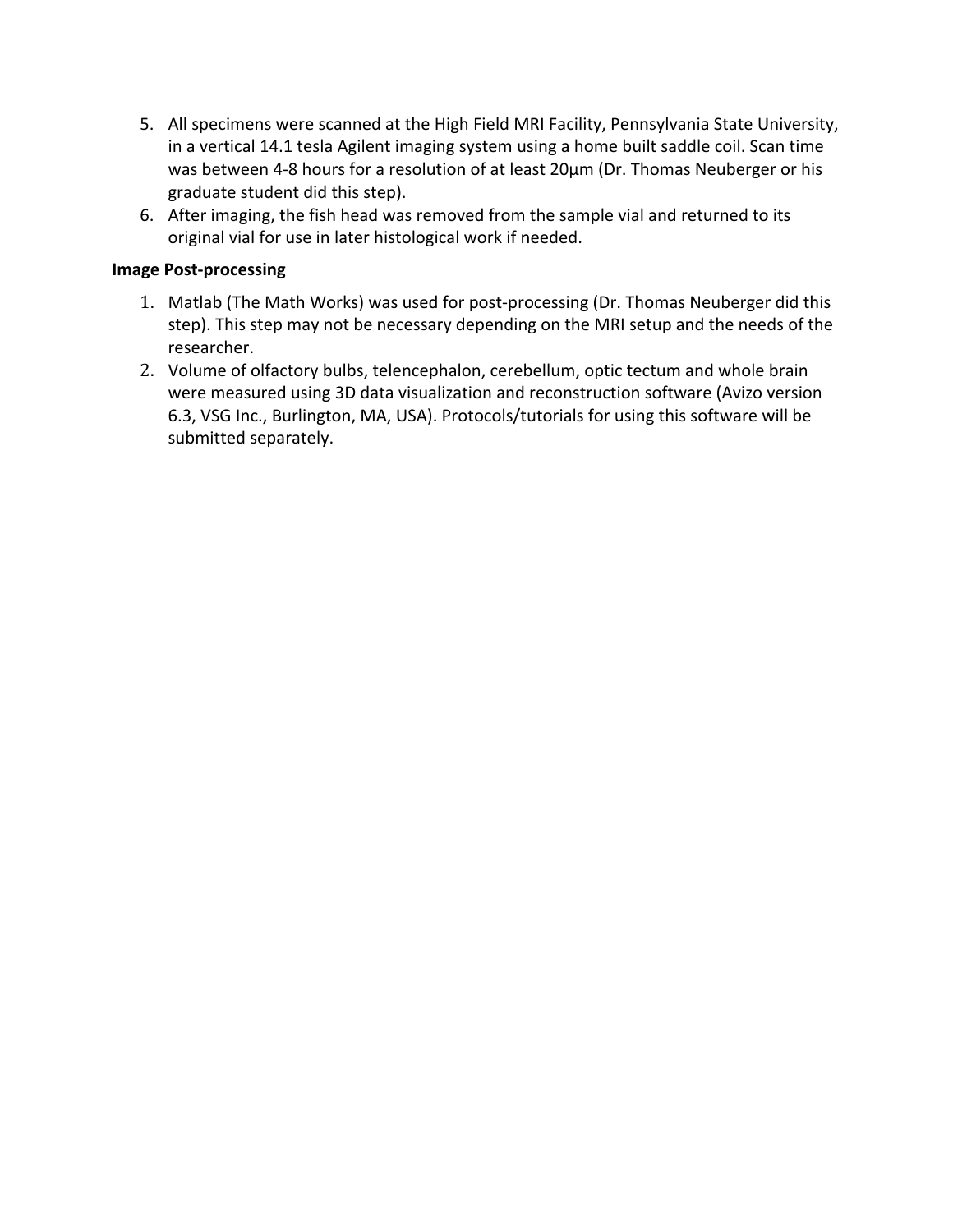5. All specimens were scanned at the High Field MRI Facility, Pennsylvania State University, in a vertical 14.1 tesla Agilent imaging system using a home built saddle coil. Scan time was between 4-8 hours for a resolution of at least 20μm (Dr. Thomas Neuberger or his graduate student did this step).
6. After imaging, the fish head was removed from the sample vial and returned to its original vial for use in later histological work if needed.

**Image Post-processing**

1. Matlab (The Math Works) was used for post-processing (Dr. Thomas Neuberger did this step). This step may not be necessary depending on the MRI setup and the needs of the researcher.
2. Volume of olfactory bulbs, telencephalon, cerebellum, optic tectum and whole brain were measured using 3D data visualization and reconstruction software (Avizo version 6.3, VSG Inc., Burlington, MA, USA). Protocols/tutorials for using this software will be submitted separately.